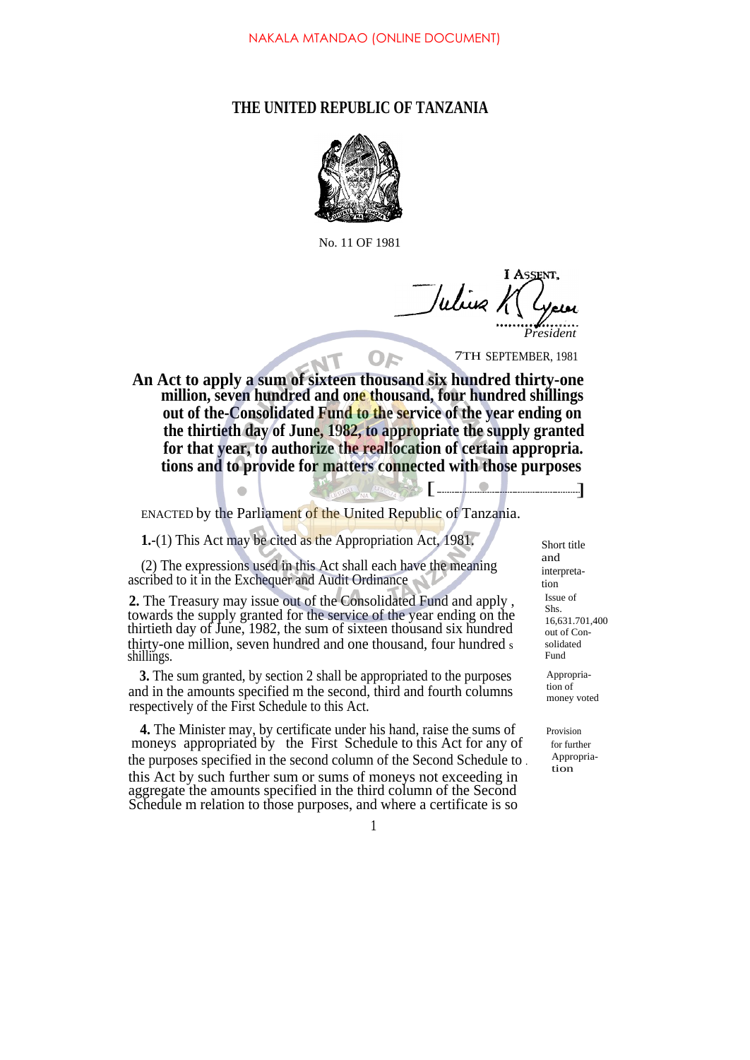NAKALA MTANDAO (ONLINE DOCUMENT)

# THE UNITED REPUBLIC OF TANZANIA

No. 11 OF 1981

I ASSENT,

Julius K. Nyerere

*President*

7TH SEPTEMBER, 1981

**An Act to apply a sum of sixteen thousand six hundred thirty-one million, seven hundred and one thousand, four hundred shillings out of the-Consolidated Fund to the service of the year ending on the thirtieth day of June, 1982, to appropriate the supply granted for that year, to authorize the reallocation of certain appropria. tions and to provide for matters connected with those purposes**

**[ ]**

ENACTED by the Parliament of the United Republic of Tanzania.

*Short title and interpretation*

**1.**-(1) This Act may be cited as the Appropriation Act, 1981.

(2) The expressions used in this Act shall each have the meaning ascribed to it in the Exchequer and Audit Ordinance

*Issue of Shs. 16,631.701,400 out of Consolidated Fund*

**2.** The Treasury may issue out of the Consolidated Fund and apply , towards the supply granted for the service of the year ending on the thirtieth day of June, 1982, the sum of sixteen thousand six hundred thirty-one million, seven hundred and one thousand, four hundred s shillings.

*Appropriation of money voted*

**3.** The sum granted, by section 2 shall be appropriated to the purposes and in the amounts specified m the second, third and fourth columns respectively of the First Schedule to this Act.

*Provision for further Appropriation*

**4.** The Minister may, by certificate under his hand, raise the sums of moneys appropriated by the First Schedule to this Act for any of the purposes specified in the second column of the Second Schedule to . this Act by such further sum or sums of moneys not exceeding in aggregate the amounts specified in the third column of the Second Schedule m relation to those purposes, and where a certificate is so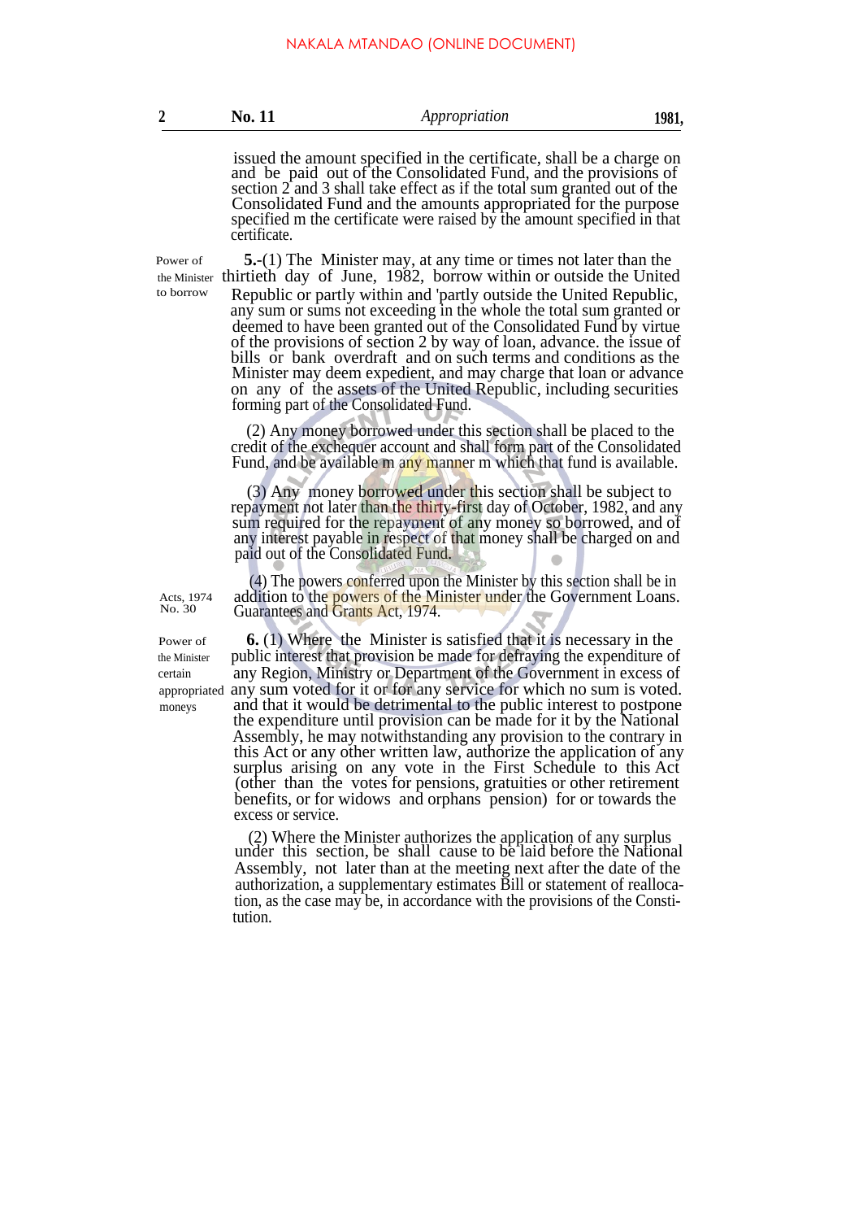issued the amount specified in the certificate, shall be a charge on and be paid out of the Consolidated Fund, and the provisions of section 2 and 3 shall take effect as if the total sum granted out of the Consolidated Fund and the amounts appropriated for the purpose specified m the certificate were raised by the amount specified in that certificate.

Power of the Minister to borrow

**5.**-(1) The Minister may, at any time or times not later than the thirtieth day of June, 1982, borrow within or outside the United Republic or partly within and 'partly outside the United Republic, any sum or sums not exceeding in the whole the total sum granted or deemed to have been granted out of the Consolidated Fund by virtue of the provisions of section 2 by way of loan, advance. the issue of bills or bank overdraft and on such terms and conditions as the Minister may deem expedient, and may charge that loan or advance on any of the assets of the United Republic, including securities forming part of the Consolidated Fund.

(2) Any money borrowed under this section shall be placed to the credit of the exchequer account and shall form part of the Consolidated Fund, and be available m any manner m which that fund is available.

(3) Any money borrowed under this section shall be subject to repayment not later than the thirty-first day of October, 1982, and any sum required for the repayment of any money so borrowed, and of any interest payable in respect of that money shall be charged on and paid out of the Consolidated Fund.

Acts, 1974 No. 30

(4) The powers conferred upon the Minister by this section shall be in addition to the powers of the Minister under the Government Loans. Guarantees and Grants Act, 1974.

Power of the Minister certain appropriated moneys

**6.** (1) Where the Minister is satisfied that it is necessary in the public interest that provision be made for defraying the expenditure of any Region, Ministry or Department of the Government in excess of any sum voted for it or for any service for which no sum is voted. and that it would be detrimental to the public interest to postpone the expenditure until provision can be made for it by the National Assembly, he may notwithstanding any provision to the contrary in this Act or any other written law, authorize the application of any surplus arising on any vote in the First Schedule to this Act (other than the votes for pensions, gratuities or other retirement benefits, or for widows and orphans pension) for or towards the excess or service.

(2) Where the Minister authorizes the application of any surplus under this section, be shall cause to be laid before the National Assembly, not later than at the meeting next after the date of the authorization, a supplementary estimates Bill or statement of reallocation, as the case may be, in accordance with the provisions of the Constitution.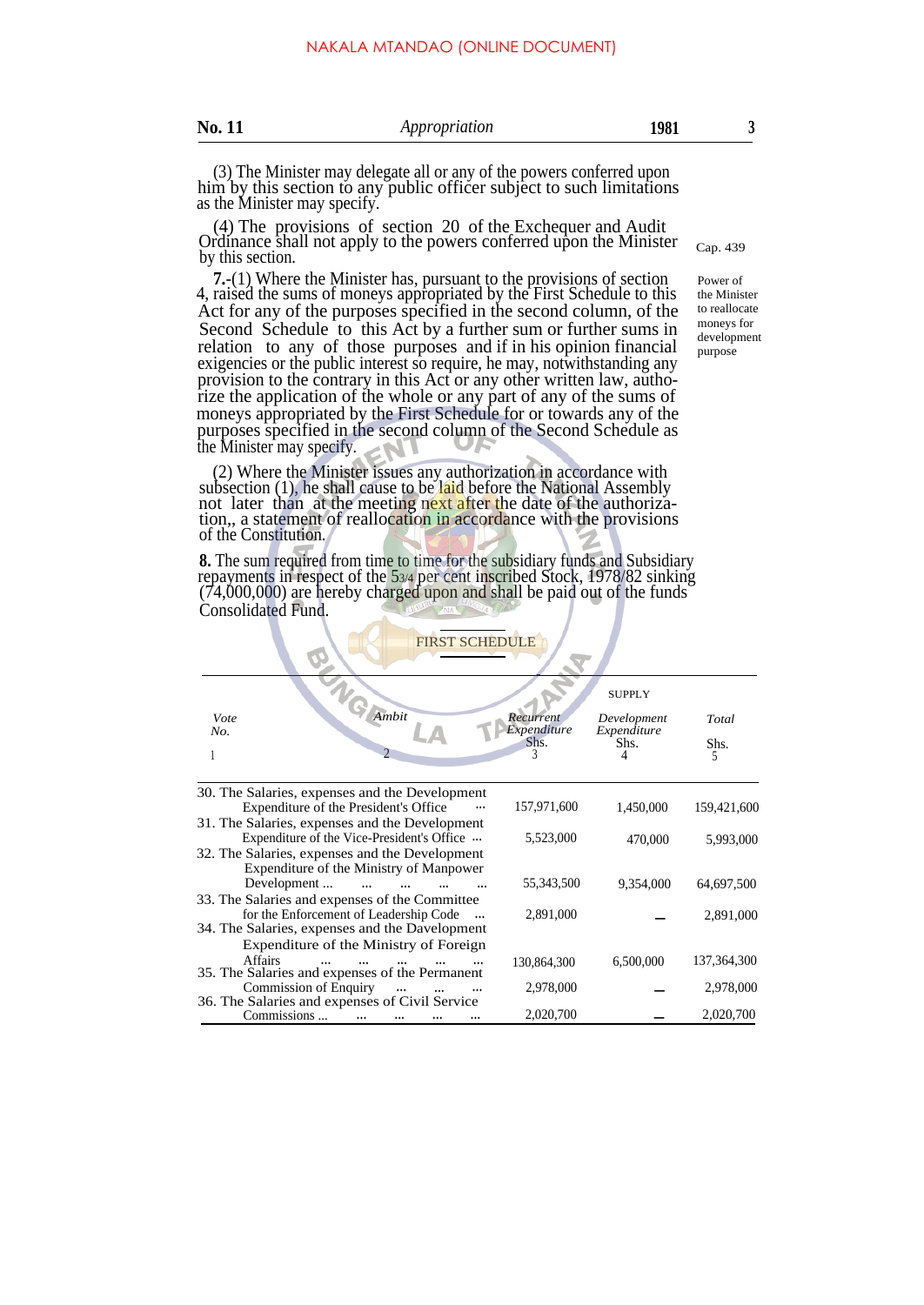(3) The Minister may delegate all or any of the powers conferred upon him by this section to any public officer subject to such limitations as the Minister may specify.

(4) The provisions of section 20 of the Exchequer and Audit Ordinance shall not apply to the powers conferred upon the Minister by this section.

Cap. 439

Power of the Minister to reallocate moneys for development purpose

**7.**-(1) Where the Minister has, pursuant to the provisions of section 4, raised the sums of moneys appropriated by the First Schedule to this Act for any of the purposes specified in the second column, of the Second Schedule to this Act by a further sum or further sums in relation to any of those purposes and if in his opinion financial exigencies or the public interest so require, he may, notwithstanding any provision to the contrary in this Act or any other written law, authorize the application of the whole or any part of any of the sums of moneys appropriated by the First Schedule for or towards any of the purposes specified in the second column of the Second Schedule as the Minister may specify.

(2) Where the Minister issues any authorization in accordance with subsection (1), he shall cause to be laid before the National Assembly not later than at the meeting next after the date of the authorization,, a statement of reallocation in accordance with the provisions of the Constitution.

**8.** The sum required from time to time for the subsidiary funds and Subsidiary repayments in respect of the 5¾ per cent inscribed Stock, 1978/82 sinking (74,000,000) are hereby charged upon and shall be paid out of the funds Consolidated Fund.

## FIRST SCHEDULE

| Vote No. 1 | Ambit 2 | SUPPLY Recurrent Expenditure Shs. 3 | Development Expenditure Shs. 4 | Total Shs. 5 |
|---|---|---|---|---|
| 30. | The Salaries, expenses and the Development Expenditure of the President's Office ... | 157,971,600 | 1,450,000 | 159,421,600 |
| 31. | The Salaries, expenses and the Development Expenditure of the Vice-President's Office ... | 5,523,000 | 470,000 | 5,993,000 |
| 32. | The Salaries, expenses and the Development Expenditure of the Ministry of Manpower Development ... ... ... ... ... | 55,343,500 | 9,354,000 | 64,697,500 |
| 33. | The Salaries and expenses of the Committee for the Enforcement of Leadership Code ... | 2,891,000 | — | 2,891,000 |
| 34. | The Salaries, expenses and the Development Expenditure of the Ministry of Foreign Affairs ... ... ... ... ... | 130,864,300 | 6,500,000 | 137,364,300 |
| 35. | The Salaries and expenses of the Permanent Commission of Enquiry ... ... ... | 2,978,000 | — | 2,978,000 |
| 36. | The Salaries and expenses of Civil Service Commissions ... ... ... ... ... | 2,020,700 | — | 2,020,700 |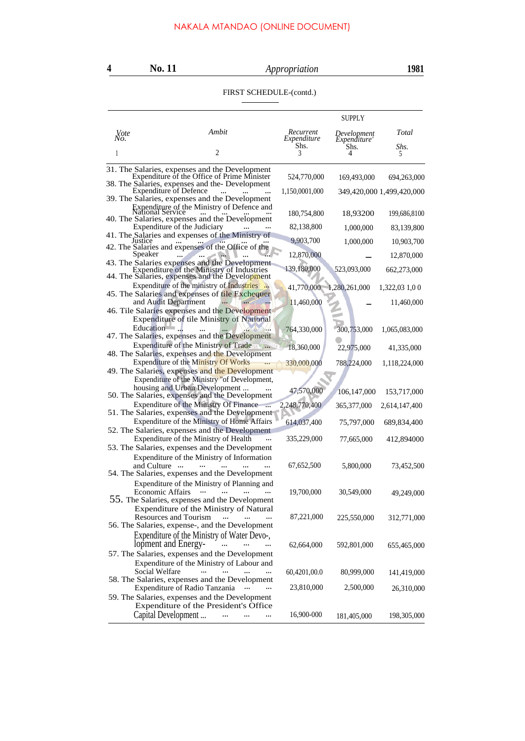NAKALA MTANDAO (ONLINE DOCUMENT)

FIRST SCHEDULE-(contd.)

| Vote No. | Ambit | SUPPLY Recurrent Expenditure Shs. | Development Expenditure Shs. | Total Shs. |
|---|---|---|---|---|
| 1 | 2 | 3 | 4 | 5 |
| 31. | The Salaries, expenses and the Development Expenditure of the Office of Prime Minister | 524,770,000 | 169,493,000 | 694,263,000 |
| 38. | The Salaries, expenses and the- Development Expenditure of Defence ... ... ... | 1,150,0001,000 | 349,420,000 | 1,499,420,000 |
| 39. | The Salaries, expenses and the Development Expenditure of the Ministry of Defence and National Service ... ... ... | 180,754,800 | 18,93200 | 199,686,8100 |
| 40. | The Salaries, expenses and the Development Expenditure of the Judiciary ... ... | 82,138,800 | 1,000,000 | 83,139,800 |
| 41. | The Salaries and expenses of the Ministry of Justice ... ... ... ... ... | 9,903,700 | 1,000,000 | 10,903,700 |
| 42. | The Salaries and expenses of the Office of the Speaker ... ... ... ... ... | 12,870,000 | – | 12,870,000 |
| 43. | The Salaries expenses and the Development Expenditure of the Ministry of Industries | 139,180,000 | 523,093,000 | 662,273,000 |
| 44. | The Salaries, expenses and the Development Expenditure of the ministry of Industries ... | 41,770,000 | 1,280,261,000 | 1,322,03 1,0 0 |
| 45. | The Salaries and expenses of tile Exchequer and Audit Department ... ... ... | 11,460,000 | – | 11,460,000 |
| 46. | Tile Salaries expenses and the Development Expenditure of tile Ministry of National Education ... ... ... ... ... | 764,330,000 | 300,753,000 | 1,065,083,000 |
| 47. | The Salaries, expenses and the Development Expenditure of the Ministry of Trade ... | 18,360,000 | 22,975,000 | 41,335,000 |
| 48. | The Salaries, expenses and the Development Expenditure of the Ministry Of Works ... | 330,000,000 | 788,224,000 | 1,118,224,000 |
| 49. | The Salaries, expenses and the Development Expenditure of the Ministry "of Development, housing and Urban Development ... ... | 47,570,000 | 106,147,000 | 153,717,000 |
| 50. | The Salaries, expenses and the Development Expenditure of the Ministry Of Finance ... | 2,248,770,400 | 365,377,000 | 2,614,147,400 |
| 51. | The Salaries, expenses and the Development Expenditure of the Ministry of Home Affairs | 614,037,400 | 75,797,000 | 689,834,400 |
| 52. | The Salaries, expenses and the Development Expenditure of the Ministry of Health ... | 335,229,000 | 77,665,000 | 412,894000 |
| 53. | The Salaries, expenses and the Development Expenditure of the Ministry of Information and Culture ... ... ... ... ... | 67,652,500 | 5,800,000 | 73,452,500 |
| 54. | The Salaries, expenses and the Development Expenditure of the Ministry of Planning and Economic Affairs ... ... ... ... | 19,700,000 | 30,549,000 | 49,249,000 |
| 55. | The Salaries, expenses and the Development Expenditure of the Ministry of Natural Resources and Tourism ... ... ... | 87,221,000 | 225,550,000 | 312,771,000 |
| 56. | The Salaries, expense-, and the Development Expenditure of the Ministry of Water Devo-, lopment and Energy- ... ... ... | 62,664,000 | 592,801,000 | 655,465,000 |
| 57. | The Salaries, expenses and the Development Expenditure of the Ministry of Labour and Social Welfare ... ... ... ... | 60,4201,00.0 | 80,999,000 | 141,419,000 |
| 58. | The Salaries, expenses and the Development Expenditure of Radio Tanzania ... ... | 23,810,000 | 2,500,000 | 26,310,000 |
| 59. | The Salaries, expenses and the Development Expenditure of the President's Office Capital Development ... ... ... ... | 16,900-000 | 181,405,000 | 198,305,000 |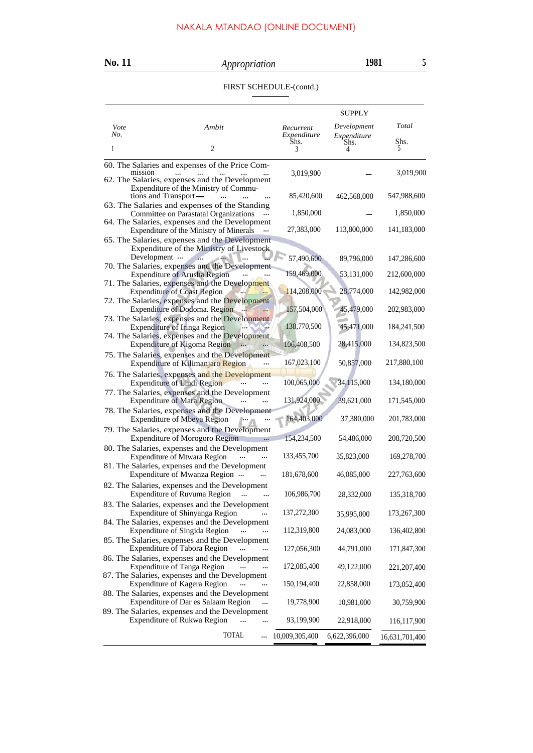NAKALA MTANDAO (ONLINE DOCUMENT)

FIRST SCHEDULE-(contd.)

| *Vote No.* | *Ambit* | *Recurrent Expenditure* Shs. | *Development Expenditure* Shs. | *Total* Shs. |
|---|---|---|---|---|
| | | SUPPLY | | |
| 1 | 2 | 3 | 4 | 5 |
| 60. | The Salaries and expenses of the Price Commission ... ... ... ... ... | 3,019,900 | — | 3,019,900 |
| 62. | The Salaries, expenses and the Development Expenditure of the Ministry of Communications and Transport— ... ... ... | 85,420,600 | 462,568,000 | 547,988,600 |
| 63. | The Salaries and expenses of the Standing Committee on Parastatal Organizations ... | 1,850,000 | — | 1,850,000 |
| 64. | The Salaries, expenses and the Development Expenditure of the Ministry of Minerals ... | 27,383,000 | 113,800,000 | 141,183,000 |
| 65. | The Salaries, expenses and the Development Expenditure of the Ministry of Livestock Development ... ... ... ... | 57,490,600 | 89,796,000 | 147,286,600 |
| 70. | The Salaries, expenses and the Development Expenditure of Arusha Region ... ... | 159,469,000 | 53,131,000 | 212,600,000 |
| 71. | The Salaries, expenses and the Development Expenditure of Coast Region ... ... | 114,208,000 | 28,774,000 | 142,982,000 |
| 72. | The Salaries, expenses and the Development Expenditure of Dodoma. Region ... ... | 157,504,000 | 45,479,000 | 202,983,000 |
| 73. | The Salaries, expenses and the Development Expenditure of Iringa Region ... ... | 138,770,500 | 45,471,000 | 184,241,500 |
| 74. | The Salaries, expenses and the Development Expenditure of Kigoma Region ... ... | 106,408,500 | 28,415,000 | 134,823,500 |
| 75. | The Salaries, expenses and the Development Expenditure of Kilimanjaro Region ... | 167,023,100 | 50,857,000 | 217,880,100 |
| 76. | The Salaries, expenses and the Development Expenditure of Lindi Region ... ... | 100,065,000 | 34,115,000 | 134,180,000 |
| 77. | The Salaries, expenses and the Development Expenditure of Mara Region ... ... | 131,924,000 | 39,621,000 | 171,545,000 |
| 78. | The Salaries, expenses and the Development Expenditure of Mbeya Region ... ... | 164,403,000 | 37,380,000 | 201,783,000 |
| 79. | The Salaries, expenses and the Development Expenditure of Morogoro Region ... | 154,234,500 | 54,486,000 | 208,720,500 |
| 80. | The Salaries, expenses and the Development Expenditure of Mtwara Region ... ... | 133,455,700 | 35,823,000 | 169,278,700 |
| 81. | The Salaries, expenses and the Development Expenditure of Mwanza Region ... ... | 181,678,600 | 46,085,000 | 227,763,600 |
| 82. | The Salaries, expenses and the Development Expenditure of Ruvuma Region ... ... | 106,986,700 | 28,332,000 | 135,318,700 |
| 83. | The Salaries, expenses and the Development Expenditure of Shinyanga Region ... | 137,272,300 | 35,995,000 | 173,267,300 |
| 84. | The Salaries, expenses and the Development Expenditure of Singida Region ... ... | 112,319,800 | 24,083,000 | 136,402,800 |
| 85. | The Salaries, expenses and the Development Expenditure of Tabora Region ... ... | 127,056,300 | 44,791,000 | 171,847,300 |
| 86. | The Salaries, expenses and the Development Expenditure of Tanga Region ... ... | 172,085,400 | 49,122,000 | 221,207,400 |
| 87. | The Salaries, expenses and the Development Expenditure of Kagera Region ... ... | 150,194,400 | 22,858,000 | 173,052,400 |
| 88. | The Salaries, expenses and the Development Expenditure of Dar es Salaam Region ... | 19,778,900 | 10,981,000 | 30,759,900 |
| 89. | The Salaries, expenses and the Development Expenditure of Rukwa Region ... ... | 93,199,900 | 22,918,000 | 116,117,900 |
| | TOTAL ... | 10,009,305,400 | 6,622,396,000 | 16,631,701,400 |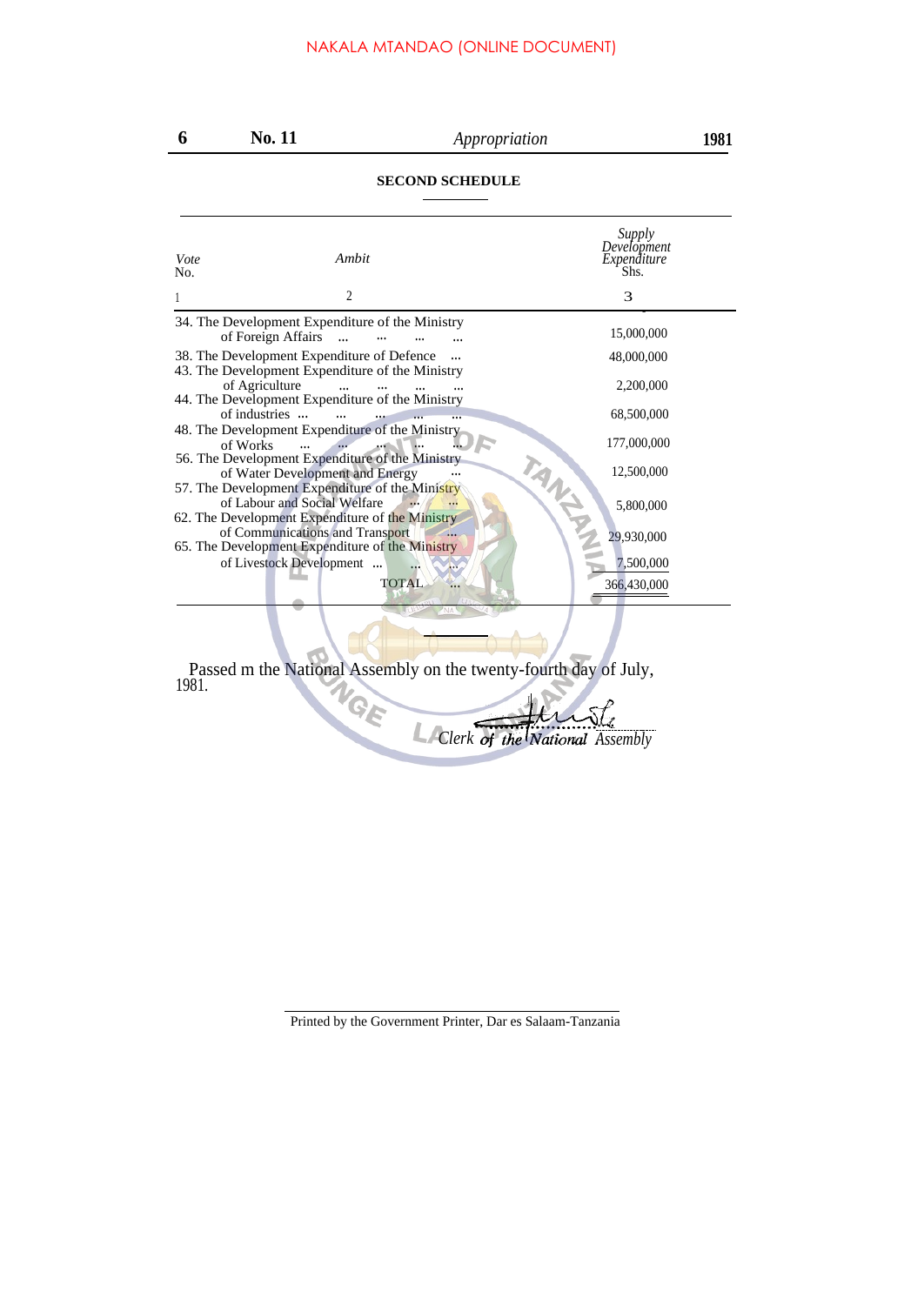## SECOND SCHEDULE

| Vote No. | Ambit | Supply Development Expenditure Shs. |
|---|---|---|
| 1 | 2 | 3 |
| 34. | The Development Expenditure of the Ministry of Foreign Affairs ... ... ... ... | 15,000,000 |
| 38. | The Development Expenditure of Defence ... | 48,000,000 |
| 43. | The Development Expenditure of the Ministry of Agriculture ... ... ... ... | 2,200,000 |
| 44. | The Development Expenditure of the Ministry of industries ... ... ... ... ... | 68,500,000 |
| 48. | The Development Expenditure of the Ministry of Works ... ... ... ... ... | 177,000,000 |
| 56. | The Development Expenditure of the Ministry of Water Development and Energy ... | 12,500,000 |
| 57. | The Development Expenditure of the Ministry of Labour and Social Welfare ... ... | 5,800,000 |
| 62. | The Development Expenditure of the Ministry of Communications and Transport ... | 29,930,000 |
| 65. | The Development Expenditure of the Ministry of Livestock Development ... ... ... | 7,500,000 |
| | TOTAL ... | 366,430,000 |

Passed m the National Assembly on the twenty-fourth day of July, 1981.

*Clerk of the National Assembly*

Printed by the Government Printer, Dar es Salaam-Tanzania